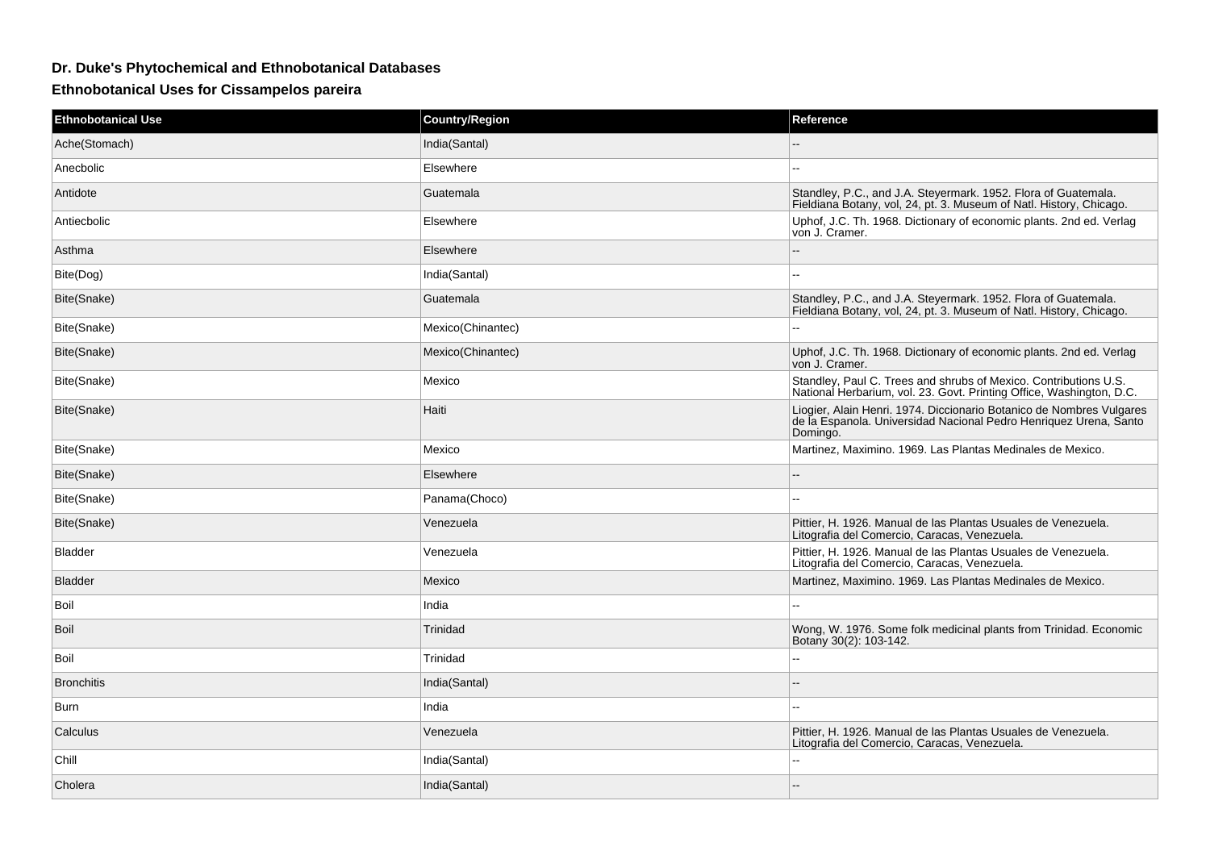## Dr. Duke's Phytochemical and Ethnobotanical Databases

### Ethnobotanical Uses for Cissampelos pareira

| Ethnobotanical Use | Country/Region | Reference |
| --- | --- | --- |
| Ache(Stomach) | India(Santal) | -- |
| Anecbolic | Elsewhere | -- |
| Antidote | Guatemala | Standley, P.C., and J.A. Steyermark. 1952. Flora of Guatemala. Fieldiana Botany, vol, 24, pt. 3. Museum of Natl. History, Chicago. |
| Antiecbolic | Elsewhere | Uphof, J.C. Th. 1968. Dictionary of economic plants. 2nd ed. Verlag von J. Cramer. |
| Asthma | Elsewhere | -- |
| Bite(Dog) | India(Santal) | -- |
| Bite(Snake) | Guatemala | Standley, P.C., and J.A. Steyermark. 1952. Flora of Guatemala. Fieldiana Botany, vol, 24, pt. 3. Museum of Natl. History, Chicago. |
| Bite(Snake) | Mexico(Chinantec) | -- |
| Bite(Snake) | Mexico(Chinantec) | Uphof, J.C. Th. 1968. Dictionary of economic plants. 2nd ed. Verlag von J. Cramer. |
| Bite(Snake) | Mexico | Standley, Paul C. Trees and shrubs of Mexico. Contributions U.S. National Herbarium, vol. 23. Govt. Printing Office, Washington, D.C. |
| Bite(Snake) | Haiti | Liogier, Alain Henri. 1974. Diccionario Botanico de Nombres Vulgares de la Espanola. Universidad Nacional Pedro Henriquez Urena, Santo Domingo. |
| Bite(Snake) | Mexico | Martinez, Maximino. 1969. Las Plantas Medinales de Mexico. |
| Bite(Snake) | Elsewhere | -- |
| Bite(Snake) | Panama(Choco) | -- |
| Bite(Snake) | Venezuela | Pittier, H. 1926. Manual de las Plantas Usuales de Venezuela. Litografia del Comercio, Caracas, Venezuela. |
| Bladder | Venezuela | Pittier, H. 1926. Manual de las Plantas Usuales de Venezuela. Litografia del Comercio, Caracas, Venezuela. |
| Bladder | Mexico | Martinez, Maximino. 1969. Las Plantas Medinales de Mexico. |
| Boil | India | -- |
| Boil | Trinidad | Wong, W. 1976. Some folk medicinal plants from Trinidad. Economic Botany 30(2): 103-142. |
| Boil | Trinidad | -- |
| Bronchitis | India(Santal) | -- |
| Burn | India | -- |
| Calculus | Venezuela | Pittier, H. 1926. Manual de las Plantas Usuales de Venezuela. Litografia del Comercio, Caracas, Venezuela. |
| Chill | India(Santal) | -- |
| Cholera | India(Santal) | -- |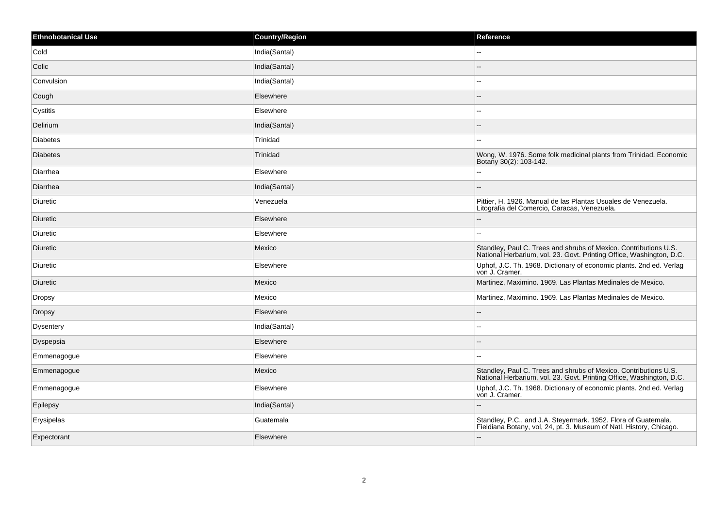| Ethnobotanical Use | Country/Region | Reference |
|---|---|---|
| Cold | India(Santal) | -- |
| Colic | India(Santal) | -- |
| Convulsion | India(Santal) | -- |
| Cough | Elsewhere | -- |
| Cystitis | Elsewhere | -- |
| Delirium | India(Santal) | -- |
| Diabetes | Trinidad | -- |
| Diabetes | Trinidad | Wong, W. 1976. Some folk medicinal plants from Trinidad. Economic Botany 30(2): 103-142. |
| Diarrhea | Elsewhere | -- |
| Diarrhea | India(Santal) | -- |
| Diuretic | Venezuela | Pittier, H. 1926. Manual de las Plantas Usuales de Venezuela. Litografia del Comercio, Caracas, Venezuela. |
| Diuretic | Elsewhere | -- |
| Diuretic | Elsewhere | -- |
| Diuretic | Mexico | Standley, Paul C. Trees and shrubs of Mexico. Contributions U.S. National Herbarium, vol. 23. Govt. Printing Office, Washington, D.C. |
| Diuretic | Elsewhere | Uphof, J.C. Th. 1968. Dictionary of economic plants. 2nd ed. Verlag von J. Cramer. |
| Diuretic | Mexico | Martinez, Maximino. 1969. Las Plantas Medinales de Mexico. |
| Dropsy | Mexico | Martinez, Maximino. 1969. Las Plantas Medinales de Mexico. |
| Dropsy | Elsewhere | -- |
| Dysentery | India(Santal) | -- |
| Dyspepsia | Elsewhere | -- |
| Emmenagogue | Elsewhere | -- |
| Emmenagogue | Mexico | Standley, Paul C. Trees and shrubs of Mexico. Contributions U.S. National Herbarium, vol. 23. Govt. Printing Office, Washington, D.C. |
| Emmenagogue | Elsewhere | Uphof, J.C. Th. 1968. Dictionary of economic plants. 2nd ed. Verlag von J. Cramer. |
| Epilepsy | India(Santal) | -- |
| Erysipelas | Guatemala | Standley, P.C., and J.A. Steyermark. 1952. Flora of Guatemala. Fieldiana Botany, vol, 24, pt. 3. Museum of Natl. History, Chicago. |
| Expectorant | Elsewhere | -- |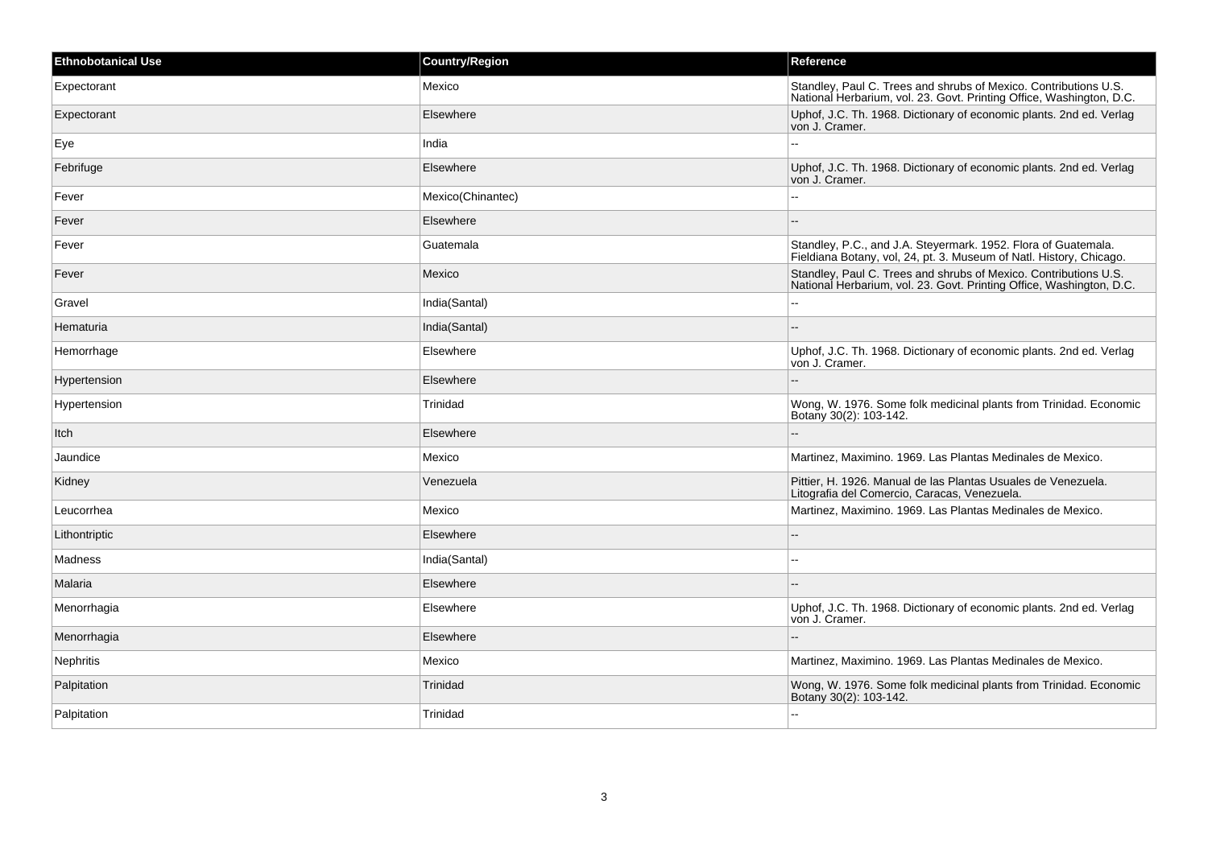| Ethnobotanical Use | Country/Region | Reference |
| --- | --- | --- |
| Expectorant | Mexico | Standley, Paul C. Trees and shrubs of Mexico. Contributions U.S. National Herbarium, vol. 23. Govt. Printing Office, Washington, D.C. |
| Expectorant | Elsewhere | Uphof, J.C. Th. 1968. Dictionary of economic plants. 2nd ed. Verlag von J. Cramer. |
| Eye | India | -- |
| Febrifuge | Elsewhere | Uphof, J.C. Th. 1968. Dictionary of economic plants. 2nd ed. Verlag von J. Cramer. |
| Fever | Mexico(Chinantec) | -- |
| Fever | Elsewhere | -- |
| Fever | Guatemala | Standley, P.C., and J.A. Steyermark. 1952. Flora of Guatemala. Fieldiana Botany, vol, 24, pt. 3. Museum of Natl. History, Chicago. |
| Fever | Mexico | Standley, Paul C. Trees and shrubs of Mexico. Contributions U.S. National Herbarium, vol. 23. Govt. Printing Office, Washington, D.C. |
| Gravel | India(Santal) | -- |
| Hematuria | India(Santal) | -- |
| Hemorrhage | Elsewhere | Uphof, J.C. Th. 1968. Dictionary of economic plants. 2nd ed. Verlag von J. Cramer. |
| Hypertension | Elsewhere | -- |
| Hypertension | Trinidad | Wong, W. 1976. Some folk medicinal plants from Trinidad. Economic Botany 30(2): 103-142. |
| Itch | Elsewhere | -- |
| Jaundice | Mexico | Martinez, Maximino. 1969. Las Plantas Medinales de Mexico. |
| Kidney | Venezuela | Pittier, H. 1926. Manual de las Plantas Usuales de Venezuela. Litografia del Comercio, Caracas, Venezuela. |
| Leucorrhea | Mexico | Martinez, Maximino. 1969. Las Plantas Medinales de Mexico. |
| Lithontriptic | Elsewhere | -- |
| Madness | India(Santal) | -- |
| Malaria | Elsewhere | -- |
| Menorrhagia | Elsewhere | Uphof, J.C. Th. 1968. Dictionary of economic plants. 2nd ed. Verlag von J. Cramer. |
| Menorrhagia | Elsewhere | -- |
| Nephritis | Mexico | Martinez, Maximino. 1969. Las Plantas Medinales de Mexico. |
| Palpitation | Trinidad | Wong, W. 1976. Some folk medicinal plants from Trinidad. Economic Botany 30(2): 103-142. |
| Palpitation | Trinidad | -- |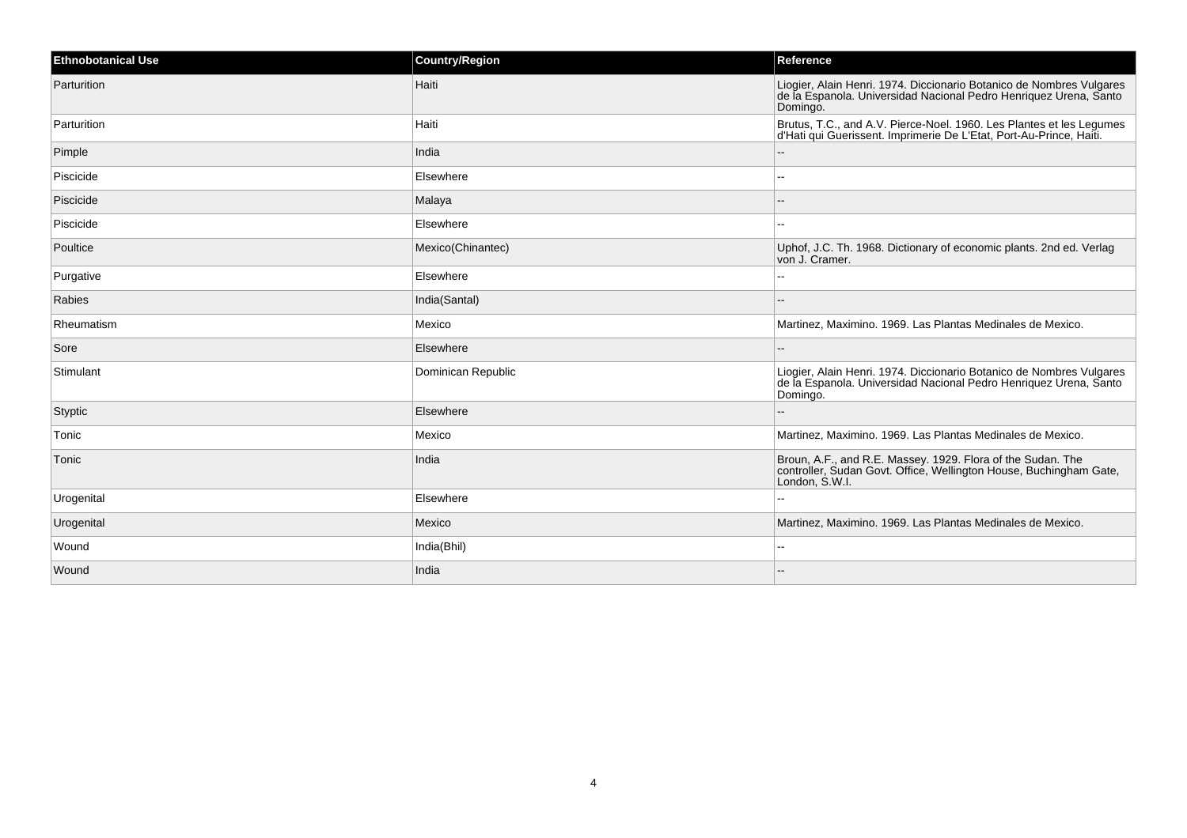| Ethnobotanical Use | Country/Region | Reference |
|---|---|---|
| Parturition | Haiti | Liogier, Alain Henri. 1974. Diccionario Botanico de Nombres Vulgares de la Espanola. Universidad Nacional Pedro Henriquez Urena, Santo Domingo. |
| Parturition | Haiti | Brutus, T.C., and A.V. Pierce-Noel. 1960. Les Plantes et les Legumes d'Hati qui Guerissent. Imprimerie De L'Etat, Port-Au-Prince, Haiti. |
| Pimple | India | -- |
| Piscicide | Elsewhere | -- |
| Piscicide | Malaya | -- |
| Piscicide | Elsewhere | -- |
| Poultice | Mexico(Chinantec) | Uphof, J.C. Th. 1968. Dictionary of economic plants. 2nd ed. Verlag von J. Cramer. |
| Purgative | Elsewhere | -- |
| Rabies | India(Santal) | -- |
| Rheumatism | Mexico | Martinez, Maximino. 1969. Las Plantas Medinales de Mexico. |
| Sore | Elsewhere | -- |
| Stimulant | Dominican Republic | Liogier, Alain Henri. 1974. Diccionario Botanico de Nombres Vulgares de la Espanola. Universidad Nacional Pedro Henriquez Urena, Santo Domingo. |
| Styptic | Elsewhere | -- |
| Tonic | Mexico | Martinez, Maximino. 1969. Las Plantas Medinales de Mexico. |
| Tonic | India | Broun, A.F., and R.E. Massey. 1929. Flora of the Sudan. The controller, Sudan Govt. Office, Wellington House, Buchingham Gate, London, S.W.I. |
| Urogenital | Elsewhere | -- |
| Urogenital | Mexico | Martinez, Maximino. 1969. Las Plantas Medinales de Mexico. |
| Wound | India(Bhil) | -- |
| Wound | India | -- |